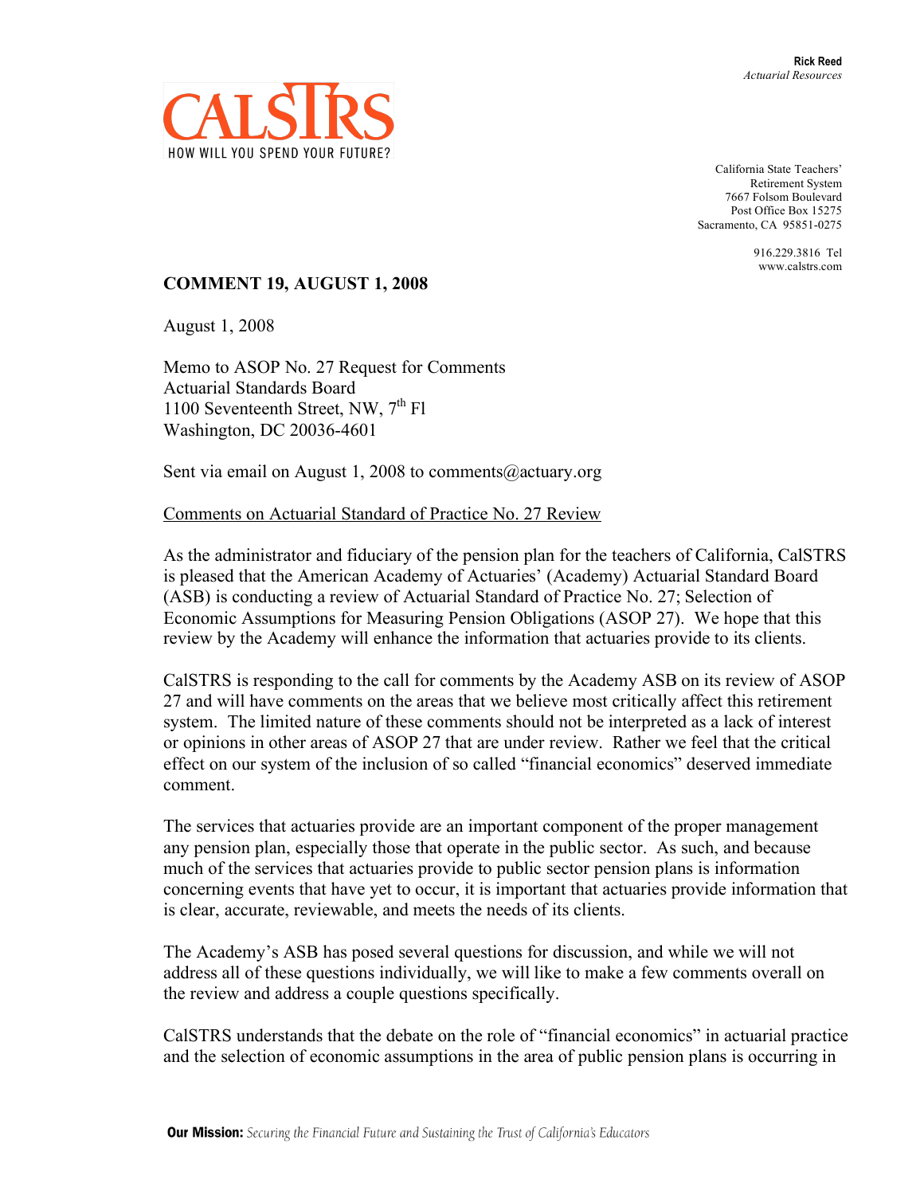**Rick Reed**
*Actuarial Resources*

CALSTRS
HOW WILL YOU SPEND YOUR FUTURE?

California State Teachers'
Retirement System
7667 Folsom Boulevard
Post Office Box 15275
Sacramento, CA 95851-0275

916.229.3816 Tel
www.calstrs.com

**COMMENT 19, AUGUST 1, 2008**

August 1, 2008

Memo to ASOP No. 27 Request for Comments
Actuarial Standards Board
1100 Seventeenth Street, NW, 7th Fl
Washington, DC 20036-4601

Sent via email on August 1, 2008 to comments@actuary.org

Comments on Actuarial Standard of Practice No. 27 Review

As the administrator and fiduciary of the pension plan for the teachers of California, CalSTRS is pleased that the American Academy of Actuaries' (Academy) Actuarial Standard Board (ASB) is conducting a review of Actuarial Standard of Practice No. 27; Selection of Economic Assumptions for Measuring Pension Obligations (ASOP 27). We hope that this review by the Academy will enhance the information that actuaries provide to its clients.

CalSTRS is responding to the call for comments by the Academy ASB on its review of ASOP 27 and will have comments on the areas that we believe most critically affect this retirement system. The limited nature of these comments should not be interpreted as a lack of interest or opinions in other areas of ASOP 27 that are under review. Rather we feel that the critical effect on our system of the inclusion of so called "financial economics" deserved immediate comment.

The services that actuaries provide are an important component of the proper management any pension plan, especially those that operate in the public sector. As such, and because much of the services that actuaries provide to public sector pension plans is information concerning events that have yet to occur, it is important that actuaries provide information that is clear, accurate, reviewable, and meets the needs of its clients.

The Academy's ASB has posed several questions for discussion, and while we will not address all of these questions individually, we will like to make a few comments overall on the review and address a couple questions specifically.

CalSTRS understands that the debate on the role of "financial economics" in actuarial practice and the selection of economic assumptions in the area of public pension plans is occurring in

**Our Mission:** *Securing the Financial Future and Sustaining the Trust of California's Educators*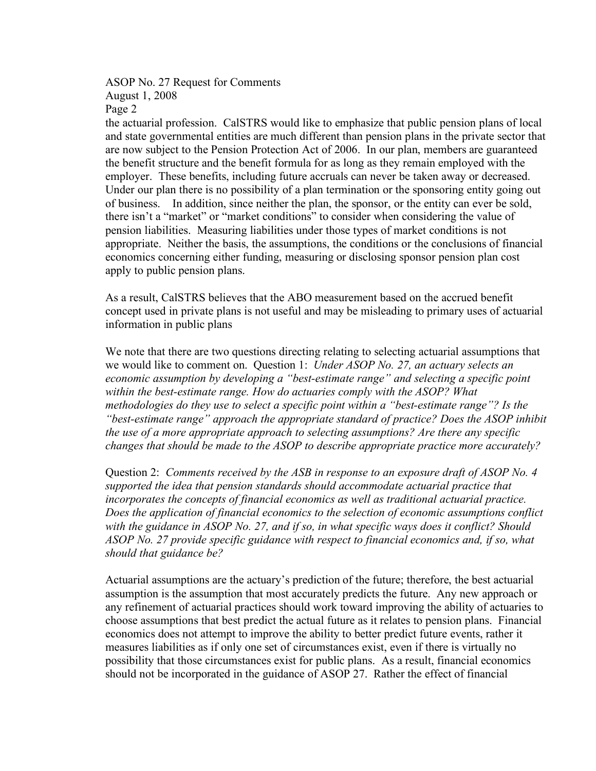the actuarial profession. CalSTRS would like to emphasize that public pension plans of local and state governmental entities are much different than pension plans in the private sector that are now subject to the Pension Protection Act of 2006. In our plan, members are guaranteed the benefit structure and the benefit formula for as long as they remain employed with the employer. These benefits, including future accruals can never be taken away or decreased. Under our plan there is no possibility of a plan termination or the sponsoring entity going out of business. In addition, since neither the plan, the sponsor, or the entity can ever be sold, there isn't a "market" or "market conditions" to consider when considering the value of pension liabilities. Measuring liabilities under those types of market conditions is not appropriate. Neither the basis, the assumptions, the conditions or the conclusions of financial economics concerning either funding, measuring or disclosing sponsor pension plan cost apply to public pension plans.

As a result, CalSTRS believes that the ABO measurement based on the accrued benefit concept used in private plans is not useful and may be misleading to primary uses of actuarial information in public plans

We note that there are two questions directing relating to selecting actuarial assumptions that we would like to comment on. Question 1: *Under ASOP No. 27, an actuary selects an economic assumption by developing a "best-estimate range" and selecting a specific point within the best-estimate range. How do actuaries comply with the ASOP? What methodologies do they use to select a specific point within a "best-estimate range"? Is the "best-estimate range" approach the appropriate standard of practice? Does the ASOP inhibit the use of a more appropriate approach to selecting assumptions? Are there any specific changes that should be made to the ASOP to describe appropriate practice more accurately?*

Question 2: *Comments received by the ASB in response to an exposure draft of ASOP No. 4 supported the idea that pension standards should accommodate actuarial practice that incorporates the concepts of financial economics as well as traditional actuarial practice. Does the application of financial economics to the selection of economic assumptions conflict with the guidance in ASOP No. 27, and if so, in what specific ways does it conflict? Should ASOP No. 27 provide specific guidance with respect to financial economics and, if so, what should that guidance be?*

Actuarial assumptions are the actuary's prediction of the future; therefore, the best actuarial assumption is the assumption that most accurately predicts the future. Any new approach or any refinement of actuarial practices should work toward improving the ability of actuaries to choose assumptions that best predict the actual future as it relates to pension plans. Financial economics does not attempt to improve the ability to better predict future events, rather it measures liabilities as if only one set of circumstances exist, even if there is virtually no possibility that those circumstances exist for public plans. As a result, financial economics should not be incorporated in the guidance of ASOP 27. Rather the effect of financial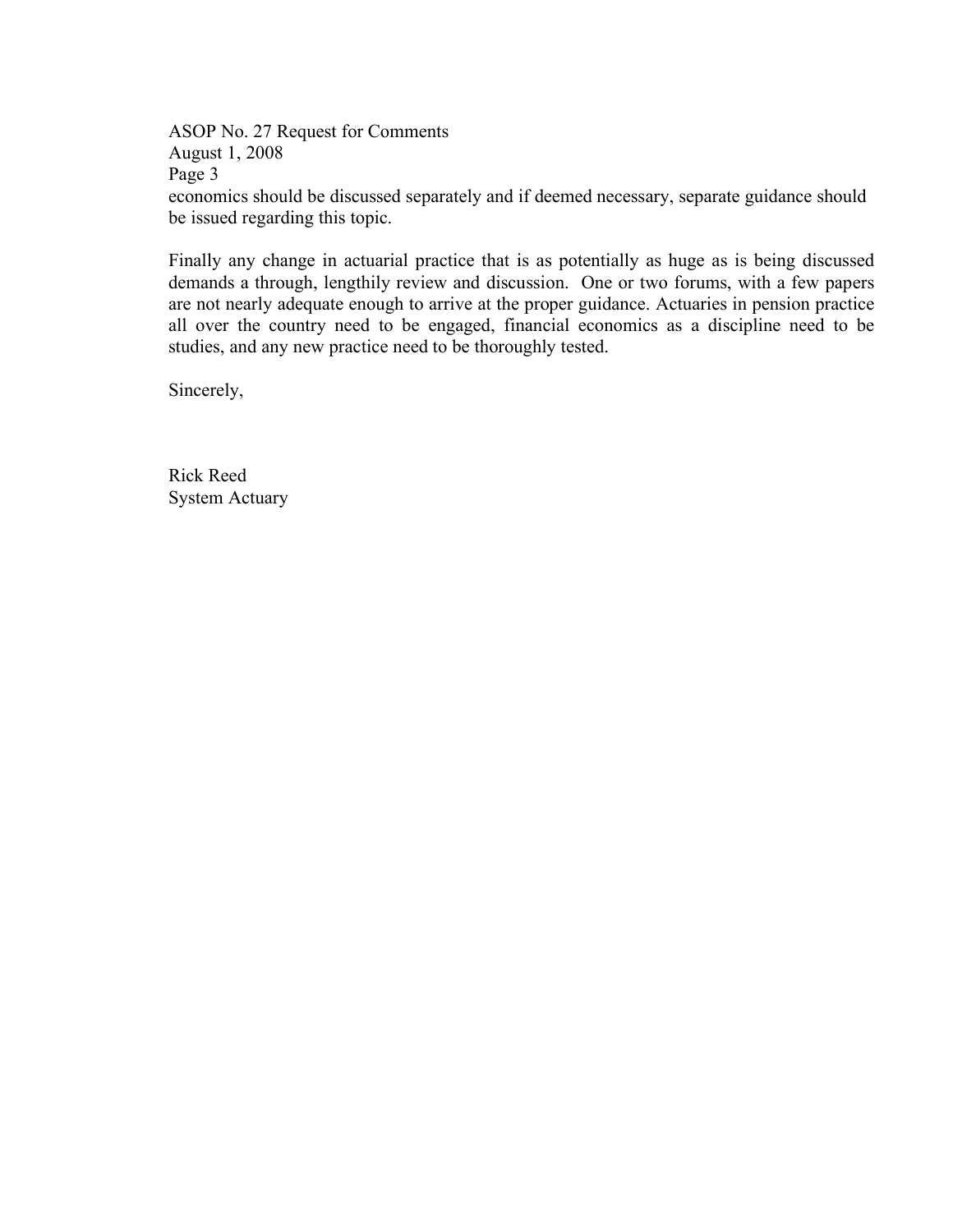economics should be discussed separately and if deemed necessary, separate guidance should be issued regarding this topic.

Finally any change in actuarial practice that is as potentially as huge as is being discussed demands a through, lengthily review and discussion. One or two forums, with a few papers are not nearly adequate enough to arrive at the proper guidance. Actuaries in pension practice all over the country need to be engaged, financial economics as a discipline need to be studies, and any new practice need to be thoroughly tested.

Sincerely,

Rick Reed
System Actuary